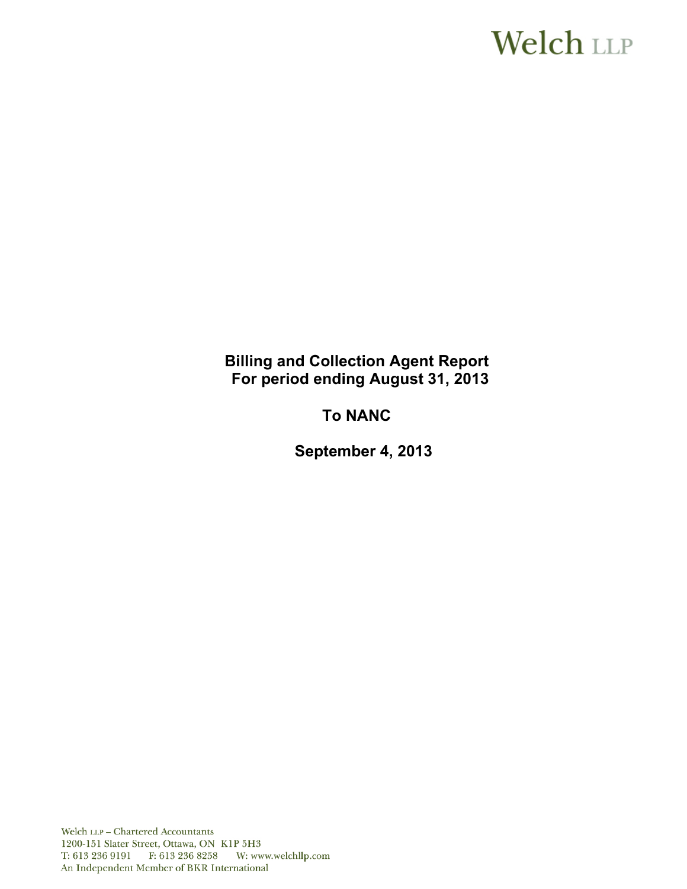Welch LLP

# Billing and Collection Agent Report
## For period ending August 31, 2013

## To NANC

## September 4, 2013

Welch LLP – Chartered Accountants
1200-151 Slater Street, Ottawa, ON K1P 5H3
T: 613 236 9191 F: 613 236 8258 W: www.welchllp.com
An Independent Member of BKR International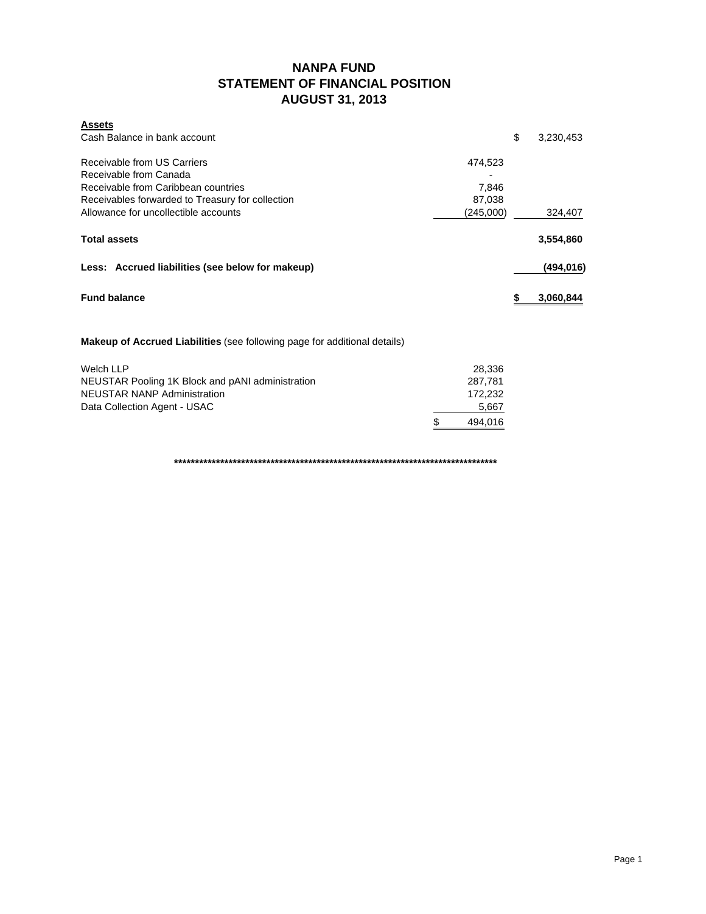# NANPA FUND
## STATEMENT OF FINANCIAL POSITION
## AUGUST 31, 2013

| | | |
|---|---|---|
| **Assets** | | |
| Cash Balance in bank account | | $ 3,230,453 |
| | | |
| Receivable from US Carriers | 474,523 | |
| Receivable from Canada | - | |
| Receivable from Caribbean countries | 7,846 | |
| Receivables forwarded to Treasury for collection | 87,038 | |
| Allowance for uncollectible accounts | (245,000) | 324,407 |
| | | |
| **Total assets** | | **3,554,860** |
| | | |
| **Less: Accrued liabilities (see below for makeup)** | | **(494,016)** |
| | | |
| **Fund balance** | | **$ 3,060,844** |

**Makeup of Accrued Liabilities** (see following page for additional details)

| | |
|---|---|
| Welch LLP | 28,336 |
| NEUSTAR Pooling 1K Block and pANI administration | 287,781 |
| NEUSTAR NANP Administration | 172,232 |
| Data Collection Agent - USAC | 5,667 |
| | $ 494,016 |

**********************************************************************************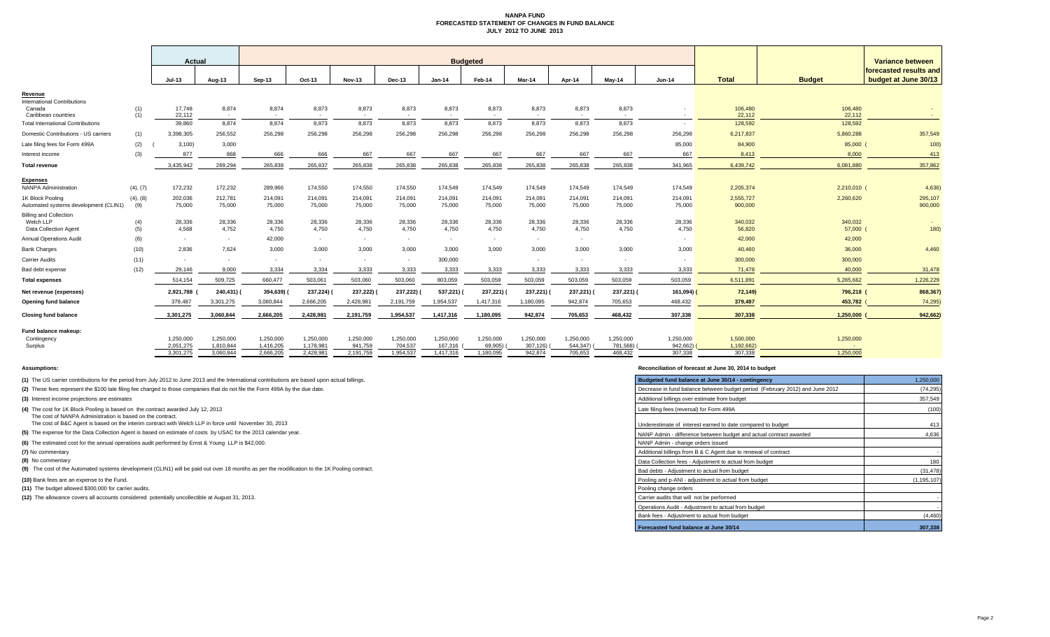# NANPA FUND
## FORECASTED STATEMENT OF CHANGES IN FUND BALANCE
### JULY 2012 TO JUNE 2013

| | | Actual | | Budgeted | | | | | | | | | | Total | Budget | Variance between forecasted results and budget at June 30/13 |
|---|---|---|---|---|---|---|---|---|---|---|---|---|---|---|---|---|
| | | Jul-13 | Aug-13 | Sep-13 | Oct-13 | Nov-13 | Dec-13 | Jan-14 | Feb-14 | Mar-14 | Apr-14 | May-14 | Jun-14 | | | |
| **Revenue** | | | | | | | | | | | | | | | | |
| International Contributions | | | | | | | | | | | | | | | | |
| Canada | (1) | 17,748 | 8,874 | 8,874 | 8,873 | 8,873 | 8,873 | 8,873 | 8,873 | 8,873 | 8,873 | 8,873 | - | 106,480 | 106,480 | - |
| Caribbean countries | (1) | 22,112 | - | - | - | - | - | - | - | - | - | - | - | 22,112 | 22,112 | - |
| Total International Contributions | | 39,860 | 8,874 | 8,874 | 8,873 | 8,873 | 8,873 | 8,873 | 8,873 | 8,873 | 8,873 | 8,873 | - | 128,592 | 128,592 | |
| Domestic Contributions - US carriers | (1) | 3,398,305 | 256,552 | 256,298 | 256,298 | 256,298 | 256,298 | 256,298 | 256,298 | 256,298 | 256,298 | 256,298 | 256,298 | 6,217,837 | 5,860,288 | 357,549 |
| Late filing fees for Form 499A | (2) | (3,100) | 3,000 | | | | | | | | | | 85,000 | 84,900 | 85,000 | (100) |
| Interest income | (3) | 877 | 868 | 666 | 666 | 667 | 667 | 667 | 667 | 667 | 667 | 667 | 667 | 8,413 | 8,000 | 413 |
| **Total revenue** | | 3,435,942 | 269,294 | 265,838 | 265,837 | 265,838 | 265,838 | 265,838 | 265,838 | 265,838 | 265,838 | 265,838 | 341,965 | 6,439,742 | 6,081,880 | 357,862 |
| **Expenses** | | | | | | | | | | | | | | | | |
| NANPA Administration | (4), (7) | 172,232 | 172,232 | 289,966 | 174,550 | 174,550 | 174,550 | 174,549 | 174,549 | 174,549 | 174,549 | 174,549 | 174,549 | 2,205,374 | 2,210,010 | (4,636) |
| 1K Block Pooling | (4), (8) | 202,036 | 212,781 | 214,091 | 214,091 | 214,091 | 214,091 | 214,091 | 214,091 | 214,091 | 214,091 | 214,091 | 214,091 | 2,555,727 | 2,260,620 | 295,107 |
| Automated systems development (CLIN1) | (9) | 75,000 | 75,000 | 75,000 | 75,000 | 75,000 | 75,000 | 75,000 | 75,000 | 75,000 | 75,000 | 75,000 | 75,000 | 900,000 | | 900,000 |
| Billing and Collection | | | | | | | | | | | | | | | | |
| Welch LLP | (4) | 28,336 | 28,336 | 28,336 | 28,336 | 28,336 | 28,336 | 28,336 | 28,336 | 28,336 | 28,336 | 28,336 | 28,336 | 340,032 | 340,032 | - |
| Data Collection Agent | (5) | 4,568 | 4,752 | 4,750 | 4,750 | 4,750 | 4,750 | 4,750 | 4,750 | 4,750 | 4,750 | 4,750 | 4,750 | 56,820 | 57,000 | (180) |
| Annual Operations Audit | (6) | - | - | 42,000 | - | - | - | - | - | - | - | | - | 42,000 | 42,000 | |
| Bank Charges | (10) | 2,836 | 7,624 | 3,000 | 3,000 | 3,000 | 3,000 | 3,000 | 3,000 | 3,000 | 3,000 | 3,000 | 3,000 | 40,460 | 36,000 | 4,460 |
| Carrier Audits | (11) | - | - | - | - | - | - | 300,000 | | - | - | - | - | 300,000 | 300,000 | |
| Bad debt expense | (12) | 29,146 | 9,000 | 3,334 | 3,334 | 3,333 | 3,333 | 3,333 | 3,333 | 3,333 | 3,333 | 3,333 | 3,333 | 71,478 | 40,000 | 31,478 |
| **Total expenses** | | 514,154 | 509,725 | 660,477 | 503,061 | 503,060 | 503,060 | 803,059 | 503,059 | 503,059 | 503,059 | 503,059 | 503,059 | 6,511,891 | 5,285,662 | 1,226,229 |
| **Net revenue (expenses)** | | 2,921,788 | (240,431) | (394,639) | (237,224) | (237,222) | (237,222) | (537,221) | (237,221) | (237,221) | (237,221) | (237,221) | (161,094) | (72,149) | 796,218 | (868,367) |
| **Opening fund balance** | | 379,487 | 3,301,275 | 3,060,844 | 2,666,205 | 2,428,981 | 2,191,759 | 1,954,537 | 1,417,316 | 1,180,095 | 942,874 | 705,653 | 468,432 | 379,487 | 453,782 | (74,295) |
| **Closing fund balance** | | 3,301,275 | 3,060,844 | 2,666,205 | 2,428,981 | 2,191,759 | 1,954,537 | 1,417,316 | 1,180,095 | 942,874 | 705,653 | 468,432 | 307,338 | 307,338 | 1,250,000 | (942,662) |
| **Fund balance makeup:** | | | | | | | | | | | | | | | | |
| Contingency | | 1,250,000 | 1,250,000 | 1,250,000 | 1,250,000 | 1,250,000 | 1,250,000 | 1,250,000 | 1,250,000 | 1,250,000 | 1,250,000 | 1,250,000 | 1,250,000 | 1,500,000 | 1,250,000 | |
| Surplus | | 2,051,275 | 1,810,844 | 1,416,205 | 1,178,981 | 941,759 | 704,537 | 167,316 | (69,905) | (307,126) | (544,347) | (781,568) | (942,662) | (1,192,662) | - | |
| | | 3,301,275 | 3,060,844 | 2,666,205 | 2,428,981 | 2,191,759 | 1,954,537 | 1,417,316 | 1,180,095 | 942,874 | 705,653 | 468,432 | 307,338 | 307,338 | 1,250,000 | |

**Assumptions:**

**(1)** The US carrier contributions for the period from July 2012 to June 2013 and the International contributions are based upon actual billings.

**(2)** These fees represent the $100 late filing fee charged to those companies that do not file the Form 499A by the due date.

**(3)** Interest income projections are estimates

**(4)** The cost for 1K Block Pooling is based on the contract awarded July 12, 2013
The cost of NANPA Administration is based on the contract.
The cost of B&C Agent is based on the interim contract with Welch LLP in force until November 30, 2013

**(5)** The expense for the Data Collection Agent is based on estimate of costs by USAC for the 2013 calendar year.

**(6)** The estimated cost for the annual operations audit performed by Ernst & Young LLP is $42,000.

**(7)** No commentary

**(8)** No commentary

**(9)** The cost of the Automated systems development (CLIN1) will be paid out over 18 months as per the modification to the 1K Pooling contract.

**(10)** Bank fees are an expense to the Fund.

**(11)** The budget allowed $300,000 for carrier audits.

**(12)** The allowance covers all accounts considered potentially uncollectible at August 31, 2013.

**Reconciliation of forecast at June 30, 2014 to budget**

| Budgeted fund balance at June 30/14 - contingency | 1,250,000 |
|---|---|
| Decrease in fund balance between budget period (February 2012) and June 2012 | (74,295) |
| Additional billings over estimate from budget | 357,549 |
| Late filing fees (reversal) for Form 499A | (100) |
| Underestimate of interest earned to date compared to budget | 413 |
| NANP Admin - difference between budget and actual contract awarded | 4,636 |
| NANP Admin - change orders issued | |
| Additional billings from B & C Agent due to renewal of contract | - |
| Data Collection fees - Adjustment to actual from budget | 180 |
| Bad debts - Adjustment to actual from budget | (31,478) |
| Pooling and p-ANI - adjustment to actual from budget | (1,195,107) |
| Pooling change orders | |
| Carrier audits that will not be performed | - |
| Operations Audit - Adjustment to actual from budget | - |
| Bank fees - Adjustment to actual from budget | (4,460) |
| **Forecasted fund balance at June 30/14** | **307,338** |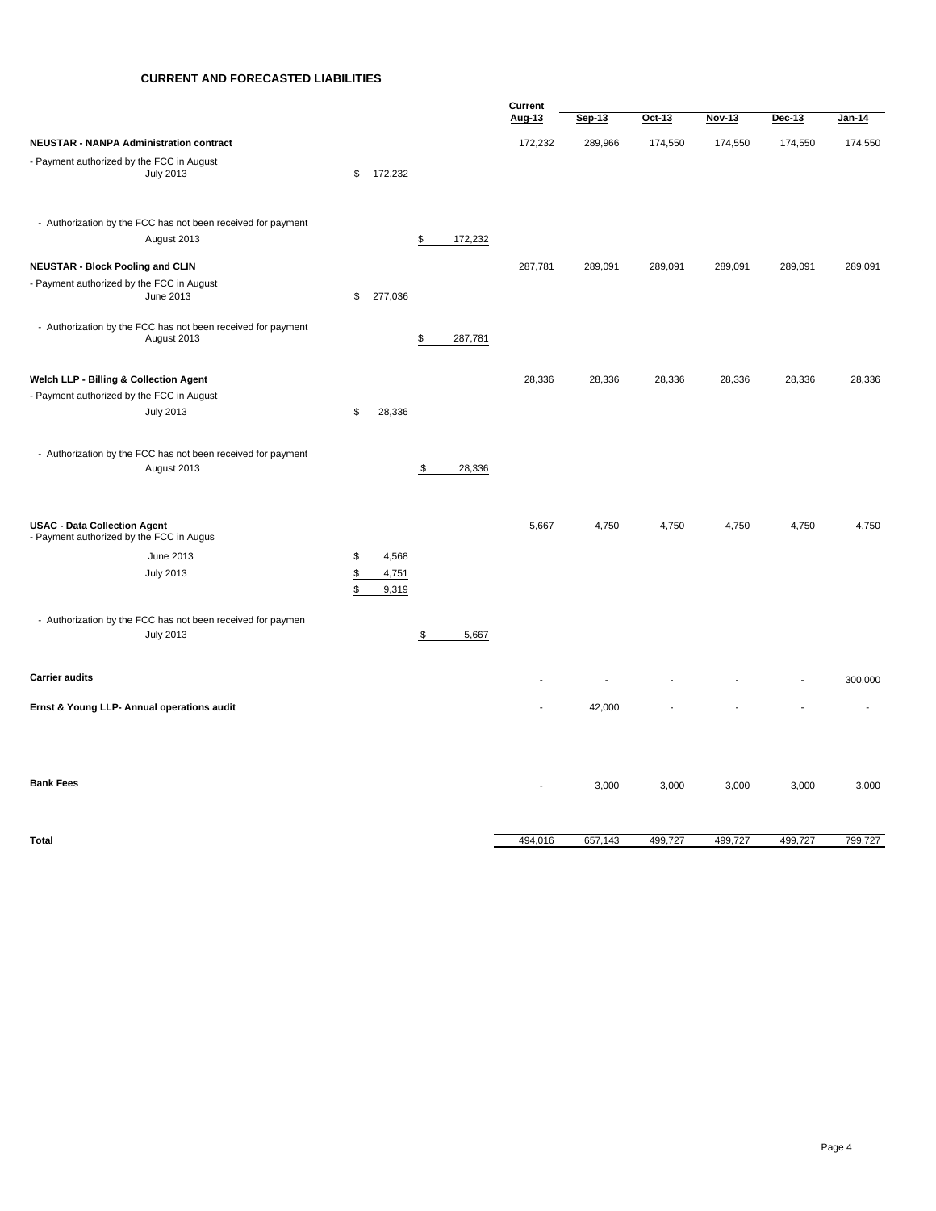## CURRENT AND FORECASTED LIABILITIES

| | | | Current Aug-13 | Sep-13 | Oct-13 | Nov-13 | Dec-13 | Jan-14 |
|---|---|---|---|---|---|---|---|---|
| **NEUSTAR - NANPA Administration contract** | | | 172,232 | 289,966 | 174,550 | 174,550 | 174,550 | 174,550 |
| - Payment authorized by the FCC in August | | | | | | | | |
| July 2013 | $ 172,232 | | | | | | | |
| - Authorization by the FCC has not been received for payment | | | | | | | | |
| August 2013 | | $ 172,232 | | | | | | |
| **NEUSTAR - Block Pooling and CLIN** | | | 287,781 | 289,091 | 289,091 | 289,091 | 289,091 | 289,091 |
| - Payment authorized by the FCC in August | | | | | | | | |
| June 2013 | $ 277,036 | | | | | | | |
| - Authorization by the FCC has not been received for payment | | | | | | | | |
| August 2013 | | $ 287,781 | | | | | | |
| **Welch LLP - Billing & Collection Agent** | | | 28,336 | 28,336 | 28,336 | 28,336 | 28,336 | 28,336 |
| - Payment authorized by the FCC in August | | | | | | | | |
| July 2013 | $ 28,336 | | | | | | | |
| - Authorization by the FCC has not been received for payment | | | | | | | | |
| August 2013 | | $ 28,336 | | | | | | |
| **USAC - Data Collection Agent** | | | 5,667 | 4,750 | 4,750 | 4,750 | 4,750 | 4,750 |
| - Payment authorized by the FCC in Augus | | | | | | | | |
| June 2013 | $ 4,568 | | | | | | | |
| July 2013 | $ 4,751 | | | | | | | |
| | $ 9,319 | | | | | | | |
| - Authorization by the FCC has not been received for paymen | | | | | | | | |
| July 2013 | | $ 5,667 | | | | | | |
| **Carrier audits** | | | - | - | - | - | - | 300,000 |
| **Ernst & Young LLP- Annual operations audit** | | | - | 42,000 | - | - | - | - |
| **Bank Fees** | | | - | 3,000 | 3,000 | 3,000 | 3,000 | 3,000 |
| **Total** | | | 494,016 | 657,143 | 499,727 | 499,727 | 499,727 | 799,727 |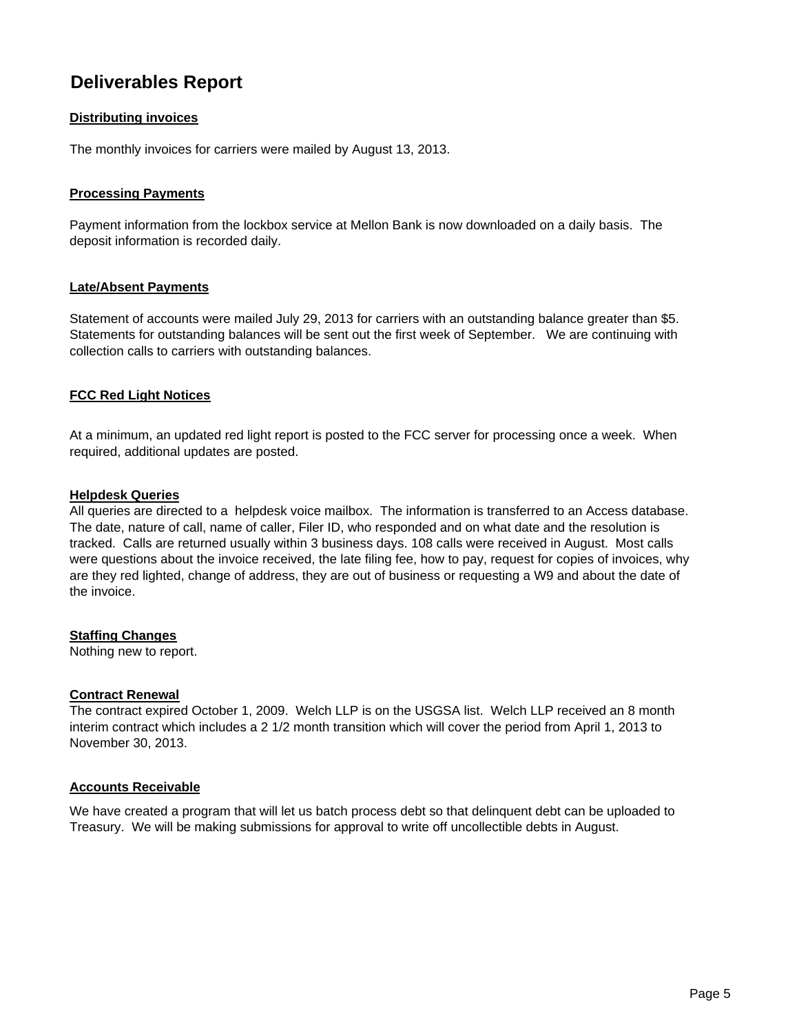# Deliverables Report

**Distributing invoices**

The monthly invoices for carriers were mailed by August 13, 2013.

**Processing Payments**

Payment information from the lockbox service at Mellon Bank is now downloaded on a daily basis. The deposit information is recorded daily.

**Late/Absent Payments**

Statement of accounts were mailed July 29, 2013 for carriers with an outstanding balance greater than $5. Statements for outstanding balances will be sent out the first week of September. We are continuing with collection calls to carriers with outstanding balances.

**FCC Red Light Notices**

At a minimum, an updated red light report is posted to the FCC server for processing once a week. When required, additional updates are posted.

**Helpdesk Queries**

All queries are directed to a helpdesk voice mailbox. The information is transferred to an Access database. The date, nature of call, name of caller, Filer ID, who responded and on what date and the resolution is tracked. Calls are returned usually within 3 business days. 108 calls were received in August. Most calls were questions about the invoice received, the late filing fee, how to pay, request for copies of invoices, why are they red lighted, change of address, they are out of business or requesting a W9 and about the date of the invoice.

**Staffing Changes**

Nothing new to report.

**Contract Renewal**

The contract expired October 1, 2009. Welch LLP is on the USGSA list. Welch LLP received an 8 month interim contract which includes a 2 1/2 month transition which will cover the period from April 1, 2013 to November 30, 2013.

**Accounts Receivable**

We have created a program that will let us batch process debt so that delinquent debt can be uploaded to Treasury. We will be making submissions for approval to write off uncollectible debts in August.